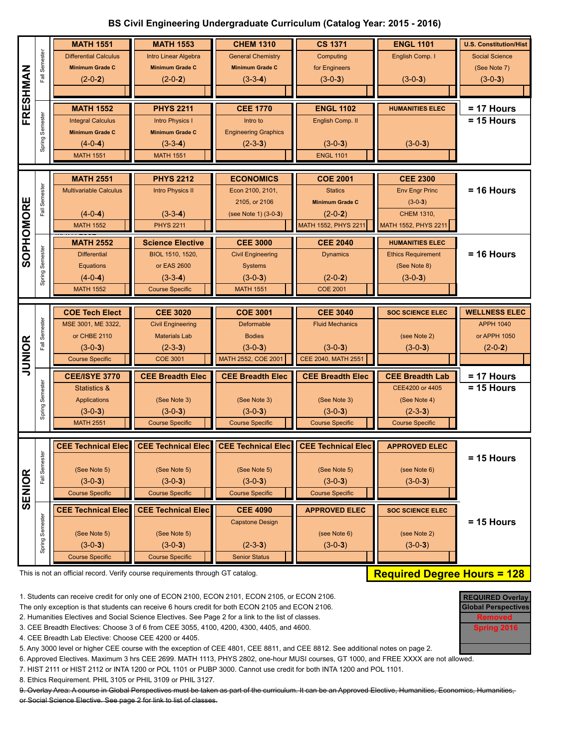# BS Civil Engineering Undergraduate Curriculum (Catalog Year: 2015 - 2016)

## FRESHMAN

| Semester | Course 1 | Course 2 | Course 3 | Course 4 | Course 5 | Course 6 / Hours |
|---|---|---|---|---|---|---|
| Fall Semester | **MATH 1551** Differential Calculus **Minimum Grade C** (2-0-**2**) | **MATH 1553** Intro Linear Algebra **Minimum Grade C** (2-0-**2**) | **CHEM 1310** General Chemistry **Minimum Grade C** (3-3-**4**) | **CS 1371** Computing for Engineers (3-0-**3**) | **ENGL 1101** English Comp. I (3-0-**3**) | **U.S. Constitution/Hist** Social Science (See Note 7) (3-0-**3**) |
| Spring Semester | **MATH 1552** Integral Calculus **Minimum Grade C** (4-0-**4**) Prereq: MATH 1551 | **PHYS 2211** Intro Physics I **Minimum Grade C** (3-3-**4**) Prereq: MATH 1551 | **CEE 1770** Intro to Engineering Graphics (2-3-**3**) | **ENGL 1102** English Comp. II (3-0-**3**) Prereq: ENGL 1101 | **HUMANITIES ELEC** (3-0-**3**) | **= 17 Hours** (Fall) **= 15 Hours** (Spring) |

## SOPHOMORE

| Semester | Course 1 | Course 2 | Course 3 | Course 4 | Course 5 | Hours |
|---|---|---|---|---|---|---|
| Fall Semester | **MATH 2551** Multivariable Calculus (4-0-**4**) Prereq: MATH 1552 | **PHYS 2212** Intro Physics II (3-3-**4**) Prereq: PHYS 2211 | **ECONOMICS** Econ 2100, 2101, 2105, or 2106 (see Note 1) (3-0-3) | **COE 2001** Statics **Minimum Grade C** (2-0-**2**) Prereq: MATH 1552, PHYS 2211 | **CEE 2300** Env Engr Princ (3-0-**3**) Prereq: CHEM 1310, MATH 1552, PHYS 2211 | **= 16 Hours** |
| Spring Semester | **MATH 2552** Differential Equations (4-0-**4**) Prereq: MATH 1552 | **Science Elective** BIOL 1510, 1520, or EAS 2600 (3-3-**4**) Course Specific | **CEE 3000** Civil Engineering Systems (3-0-**3**) Prereq: MATH 1551 | **CEE 2040** Dynamics (2-0-**2**) Prereq: COE 2001 | **HUMANITIES ELEC** Ethics Requirement (See Note 8) (3-0-**3**) | **= 16 Hours** |

## JUNIOR

| Semester | Course 1 | Course 2 | Course 3 | Course 4 | Course 5 | Course 6 / Hours |
|---|---|---|---|---|---|---|
| Fall Semester | **COE Tech Elect** MSE 3001, ME 3322, or CHBE 2110 (3-0-**3**) Course Specific | **CEE 3020** Civil Engineering Materials Lab (2-3-**3**) Prereq: COE 3001 | **COE 3001** Deformable Bodies (3-0-**3**) Prereq: MATH 2552, COE 2001 | **CEE 3040** Fluid Mechanics (3-0-**3**) Prereq: CEE 2040, MATH 2551 | **SOC SCIENCE ELEC** (see Note 2) (3-0-**3**) | **WELLNESS ELEC** APPH 1040 or APPH 1050 (2-0-**2**) |
| Spring Semester | **CEE/ISYE 3770** Statistics & Applications (3-0-**3**) Prereq: MATH 2551 | **CEE Breadth Elec** (See Note 3) (3-0-**3**) Course Specific | **CEE Breadth Elec** (See Note 3) (3-0-**3**) Course Specific | **CEE Breadth Elec** (See Note 3) (3-0-**3**) Course Specific | **CEE Breadth Lab** CEE4200 or 4405 (See Note 4) (2-3-**3**) Course Specific | **= 17 Hours** (Fall) **= 15 Hours** (Spring) |

## SENIOR

| Semester | Course 1 | Course 2 | Course 3 | Course 4 | Course 5 | Hours |
|---|---|---|---|---|---|---|
| Fall Semester | **CEE Technical Elec** (See Note 5) (3-0-**3**) Course Specific | **CEE Technical Elec** (See Note 5) (3-0-**3**) Course Specific | **CEE Technical Elec** (See Note 5) (3-0-**3**) Course Specific | **CEE Technical Elec** (See Note 5) (3-0-**3**) Course Specific | **APPROVED ELEC** (see Note 6) (3-0-**3**) | **= 15 Hours** |
| Spring Semester | **CEE Technical Elec** (See Note 5) (3-0-**3**) Course Specific | **CEE Technical Elec** (See Note 5) (3-0-**3**) Course Specific | **CEE 4090** Capstone Design (2-3-**3**) Senior Status | **APPROVED ELEC** (see Note 6) (3-0-**3**) | **SOC SCIENCE ELEC** (see Note 2) (3-0-**3**) | **= 15 Hours** |

This is not an official record. Verify course requirements through GT catalog.

**Required Degree Hours = 128**

| REQUIRED Overlay |
|---|
| Global Perspectives |
| Removed |
| Spring 2016 |

1. Students can receive credit for only one of ECON 2100, ECON 2101, ECON 2105, or ECON 2106.
The only exception is that students can receive 6 hours credit for both ECON 2105 and ECON 2106.
2. Humanities Electives and Social Science Electives. See Page 2 for a link to the list of classes.
3. CEE Breadth Electives: Choose 3 of 6 from CEE 3055, 4100, 4200, 4300, 4405, and 4600.
4. CEE Breadth Lab Elective: Choose CEE 4200 or 4405.
5. Any 3000 level or higher CEE course with the exception of CEE 4801, CEE 8811, and CEE 8812. See additional notes on page 2.
6. Approved Electives. Maximum 3 hrs CEE 2699. MATH 1113, PHYS 2802, one-hour MUSI courses, GT 1000, and FREE XXXX are not allowed.
7. HIST 2111 or HIST 2112 or INTA 1200 or POL 1101 or PUBP 3000. Cannot use credit for both INTA 1200 and POL 1101.
8. Ethics Requirement. PHIL 3105 or PHIL 3109 or PHIL 3127.
9. ~~Overlay Area: A course in Global Perspectives must be taken as part of the curriculum. It can be an Approved Elective, Humanities, Economics, Humanities, or Social Science Elective. See page 2 for link to list of classes.~~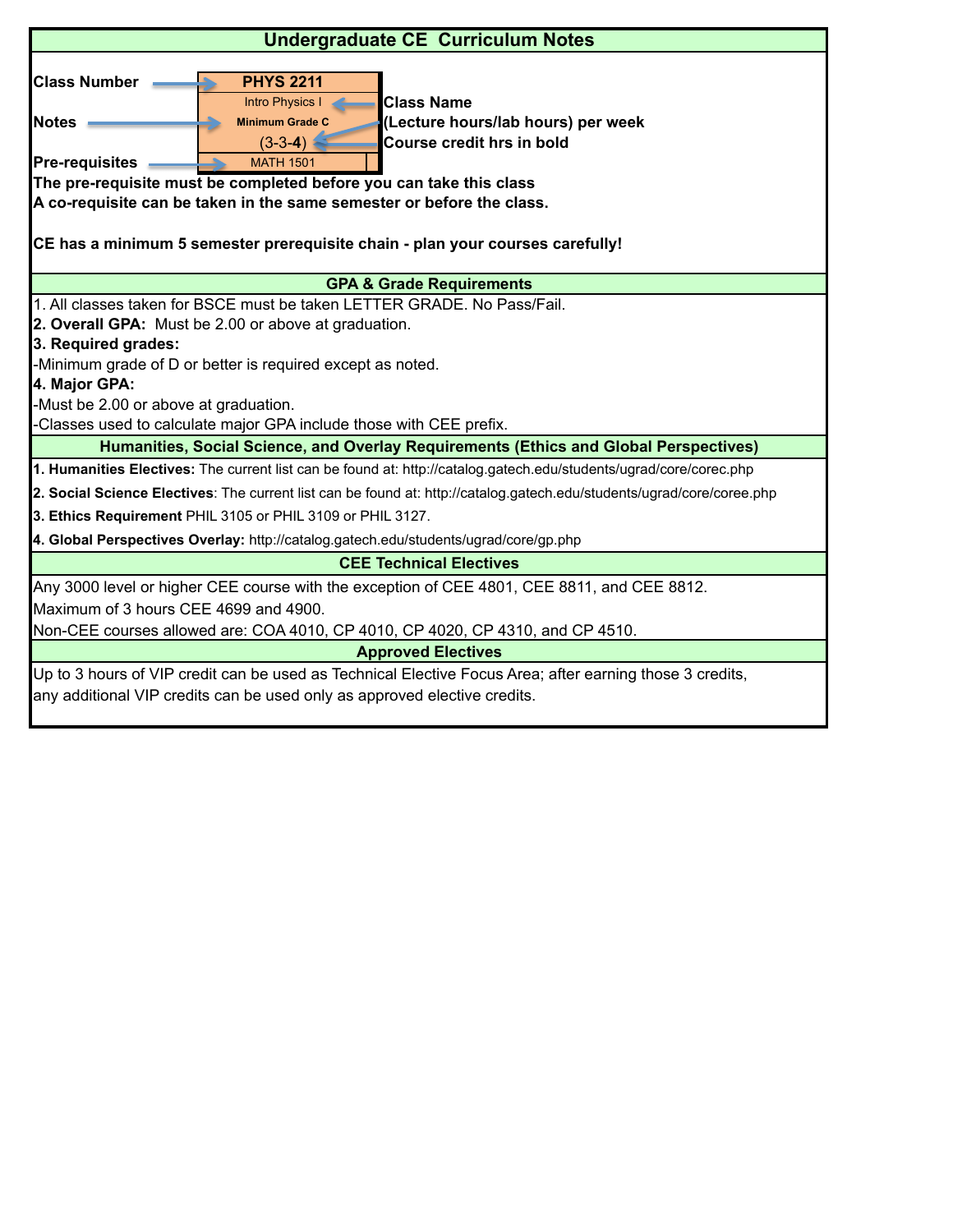# Undergraduate CE Curriculum Notes

| | | |
|---|---|---|
| **Class Number** | **PHYS 2211** | |
| | Intro Physics I | **Class Name** |
| **Notes** | **Minimum Grade C** | **(Lecture hours/lab hours) per week** |
| | (3-3-**4**) | **Course credit hrs in bold** |
| **Pre-requisites** | MATH 1501 | |

**The pre-requisite must be completed before you can take this class**

**A co-requisite can be taken in the same semester or before the class.**

**CE has a minimum 5 semester prerequisite chain - plan your courses carefully!**

## GPA & Grade Requirements

1. All classes taken for BSCE must be taken LETTER GRADE. No Pass/Fail.

**2. Overall GPA:** Must be 2.00 or above at graduation.

**3. Required grades:**

-Minimum grade of D or better is required except as noted.

**4. Major GPA:**

-Must be 2.00 or above at graduation.

-Classes used to calculate major GPA include those with CEE prefix.

## Humanities, Social Science, and Overlay Requirements (Ethics and Global Perspectives)

**1. Humanities Electives:** The current list can be found at: http://catalog.gatech.edu/students/ugrad/core/corec.php

**2. Social Science Electives**: The current list can be found at: http://catalog.gatech.edu/students/ugrad/core/coree.php

**3. Ethics Requirement** PHIL 3105 or PHIL 3109 or PHIL 3127.

**4. Global Perspectives Overlay:** http://catalog.gatech.edu/students/ugrad/core/gp.php

## CEE Technical Electives

Any 3000 level or higher CEE course with the exception of CEE 4801, CEE 8811, and CEE 8812.

Maximum of 3 hours CEE 4699 and 4900.

Non-CEE courses allowed are: COA 4010, CP 4010, CP 4020, CP 4310, and CP 4510.

## Approved Electives

Up to 3 hours of VIP credit can be used as Technical Elective Focus Area; after earning those 3 credits, any additional VIP credits can be used only as approved elective credits.